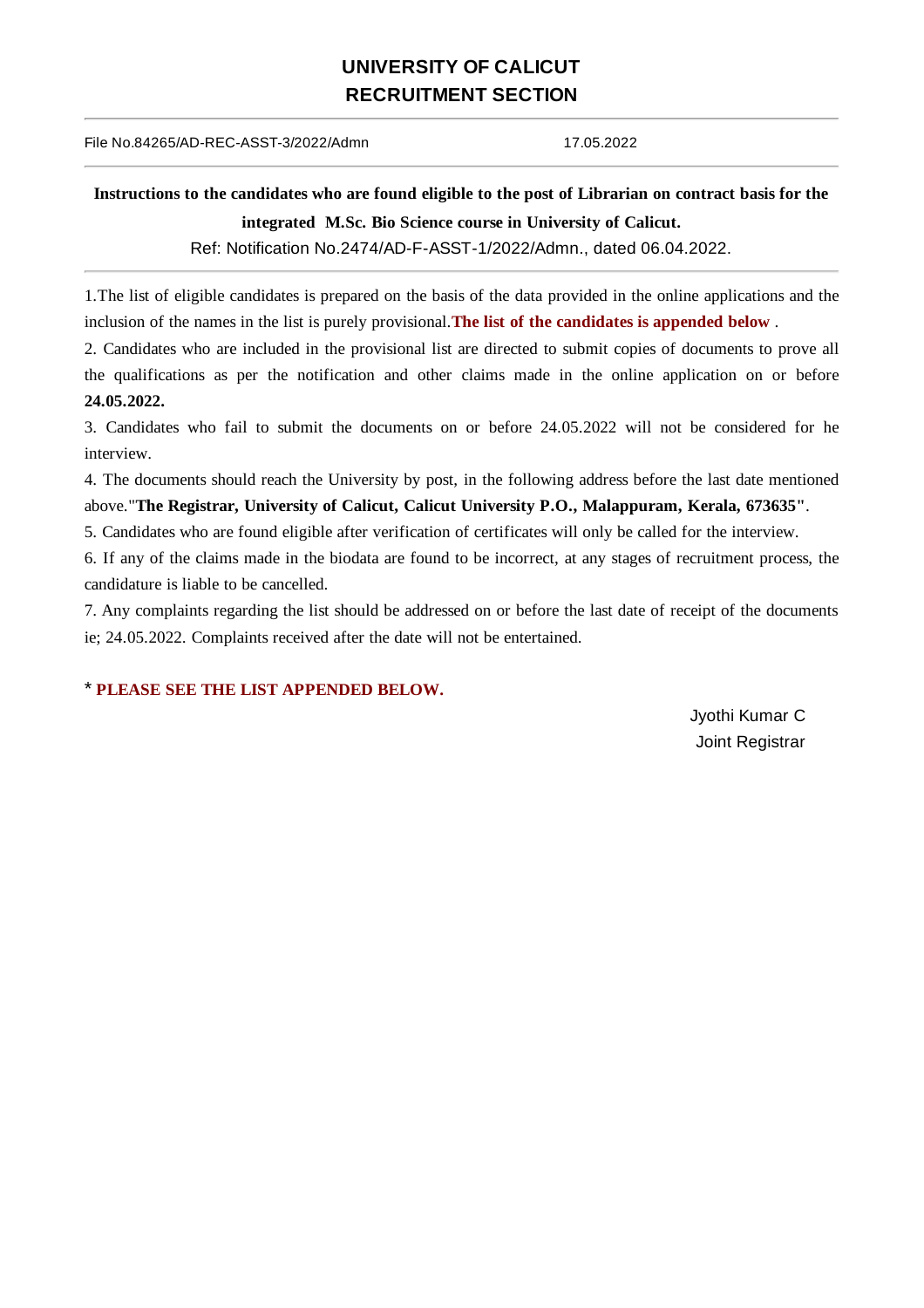# UNIVERSITY OF CALICUT
## RECRUITMENT SECTION

File No.84265/AD-REC-ASST-3/2022/Admn 17.05.2022

**Instructions to the candidates who are found eligible to the post of Librarian on contract basis for the integrated M.Sc. Bio Science course in University of Calicut.**

Ref: Notification No.2474/AD-F-ASST-1/2022/Admn., dated 06.04.2022.

1.The list of eligible candidates is prepared on the basis of the data provided in the online applications and the inclusion of the names in the list is purely provisional.**The list of the candidates is appended below** .

2. Candidates who are included in the provisional list are directed to submit copies of documents to prove all the qualifications as per the notification and other claims made in the online application on or before **24.05.2022.**

3. Candidates who fail to submit the documents on or before 24.05.2022 will not be considered for he interview.

4. The documents should reach the University by post, in the following address before the last date mentioned above."**The Registrar, University of Calicut, Calicut University P.O., Malappuram, Kerala, 673635"**.

5. Candidates who are found eligible after verification of certificates will only be called for the interview.

6. If any of the claims made in the biodata are found to be incorrect, at any stages of recruitment process, the candidature is liable to be cancelled.

7. Any complaints regarding the list should be addressed on or before the last date of receipt of the documents ie; 24.05.2022. Complaints received after the date will not be entertained.

* **PLEASE SEE THE LIST APPENDED BELOW.**

Jyothi Kumar C
Joint Registrar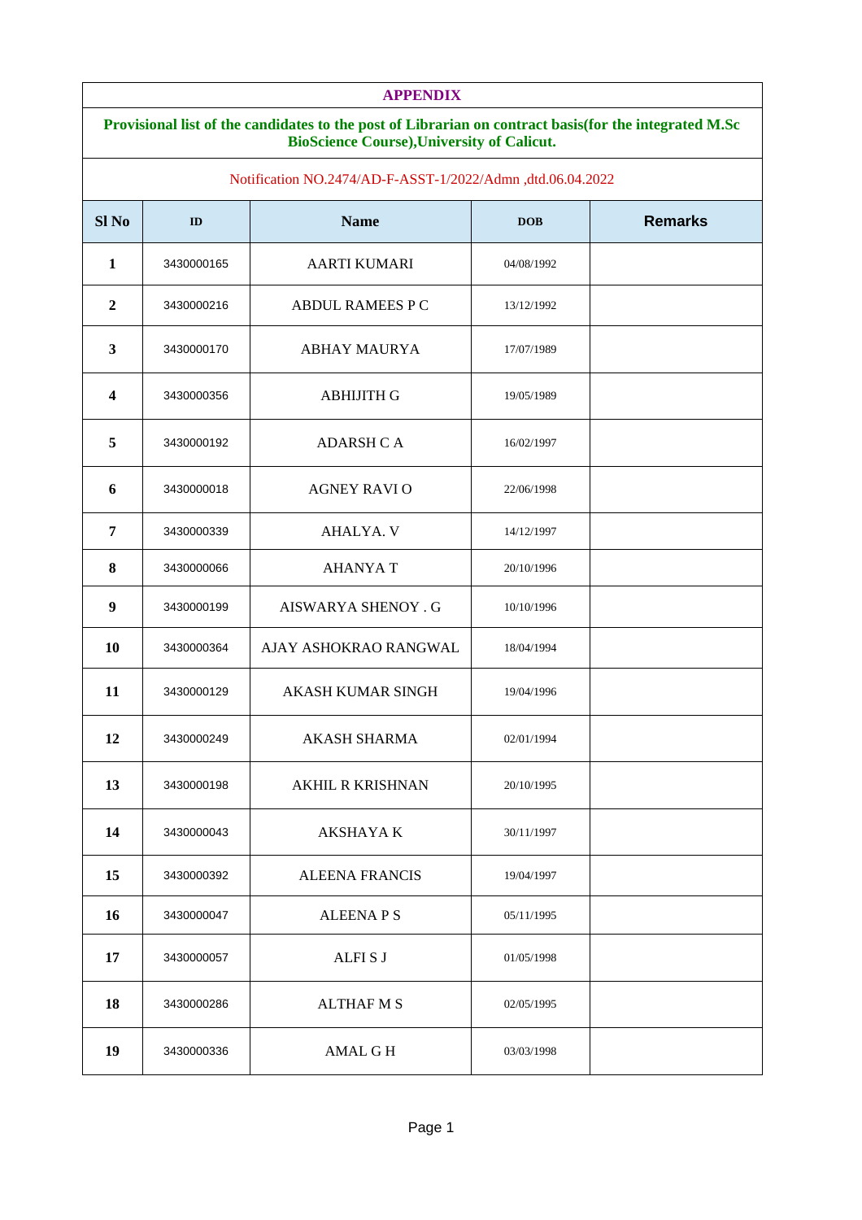# APPENDIX

## Provisional list of the candidates to the post of Librarian on contract basis(for the integrated M.Sc BioScience Course),University of Calicut.

Notification NO.2474/AD-F-ASST-1/2022/Admn ,dtd.06.04.2022

| Sl No | ID | Name | DOB | Remarks |
|---|---|---|---|---|
| 1 | 3430000165 | AARTI KUMARI | 04/08/1992 | |
| 2 | 3430000216 | ABDUL RAMEES P C | 13/12/1992 | |
| 3 | 3430000170 | ABHAY MAURYA | 17/07/1989 | |
| 4 | 3430000356 | ABHIJITH G | 19/05/1989 | |
| 5 | 3430000192 | ADARSH C A | 16/02/1997 | |
| 6 | 3430000018 | AGNEY RAVI O | 22/06/1998 | |
| 7 | 3430000339 | AHALYA. V | 14/12/1997 | |
| 8 | 3430000066 | AHANYA T | 20/10/1996 | |
| 9 | 3430000199 | AISWARYA SHENOY . G | 10/10/1996 | |
| 10 | 3430000364 | AJAY ASHOKRAO RANGWAL | 18/04/1994 | |
| 11 | 3430000129 | AKASH KUMAR SINGH | 19/04/1996 | |
| 12 | 3430000249 | AKASH SHARMA | 02/01/1994 | |
| 13 | 3430000198 | AKHIL R KRISHNAN | 20/10/1995 | |
| 14 | 3430000043 | AKSHAYA K | 30/11/1997 | |
| 15 | 3430000392 | ALEENA FRANCIS | 19/04/1997 | |
| 16 | 3430000047 | ALEENA P S | 05/11/1995 | |
| 17 | 3430000057 | ALFI S J | 01/05/1998 | |
| 18 | 3430000286 | ALTHAF M S | 02/05/1995 | |
| 19 | 3430000336 | AMAL G H | 03/03/1998 | |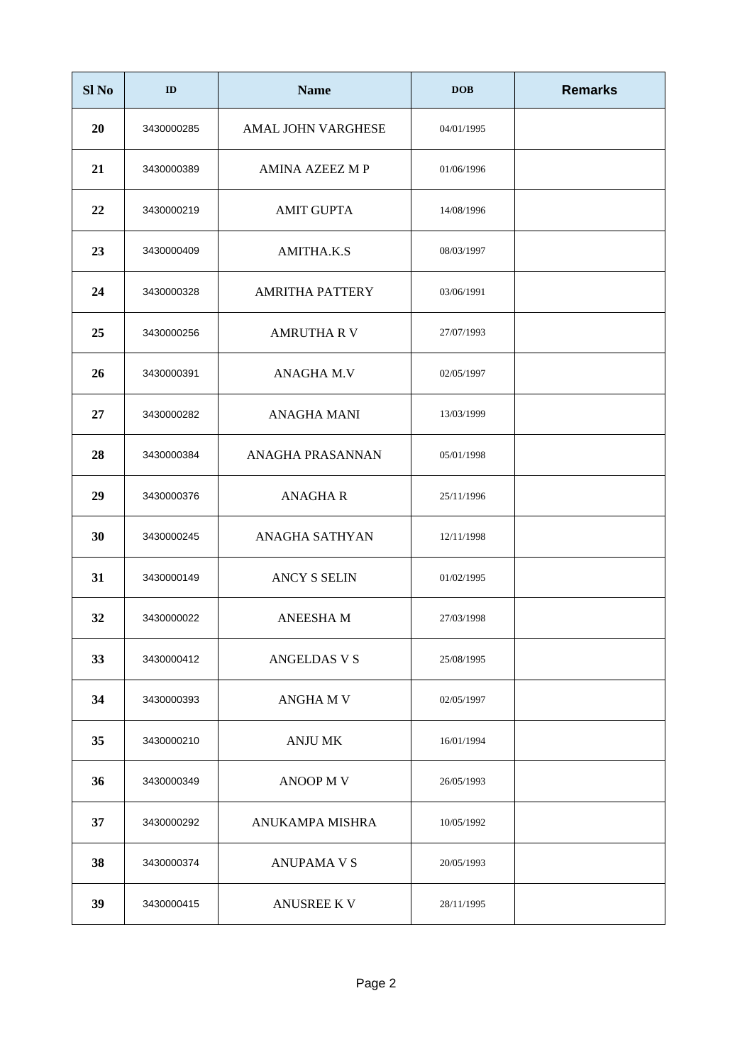| Sl No | ID | Name | DOB | Remarks |
|---|---|---|---|---|
| 20 | 3430000285 | AMAL JOHN VARGHESE | 04/01/1995 | |
| 21 | 3430000389 | AMINA AZEEZ M P | 01/06/1996 | |
| 22 | 3430000219 | AMIT GUPTA | 14/08/1996 | |
| 23 | 3430000409 | AMITHA.K.S | 08/03/1997 | |
| 24 | 3430000328 | AMRITHA PATTERY | 03/06/1991 | |
| 25 | 3430000256 | AMRUTHA R V | 27/07/1993 | |
| 26 | 3430000391 | ANAGHA M.V | 02/05/1997 | |
| 27 | 3430000282 | ANAGHA MANI | 13/03/1999 | |
| 28 | 3430000384 | ANAGHA PRASANNAN | 05/01/1998 | |
| 29 | 3430000376 | ANAGHA R | 25/11/1996 | |
| 30 | 3430000245 | ANAGHA SATHYAN | 12/11/1998 | |
| 31 | 3430000149 | ANCY S SELIN | 01/02/1995 | |
| 32 | 3430000022 | ANEESHA M | 27/03/1998 | |
| 33 | 3430000412 | ANGELDAS V S | 25/08/1995 | |
| 34 | 3430000393 | ANGHA M V | 02/05/1997 | |
| 35 | 3430000210 | ANJU MK | 16/01/1994 | |
| 36 | 3430000349 | ANOOP M V | 26/05/1993 | |
| 37 | 3430000292 | ANUKAMPA MISHRA | 10/05/1992 | |
| 38 | 3430000374 | ANUPAMA V S | 20/05/1993 | |
| 39 | 3430000415 | ANUSREE K V | 28/11/1995 | |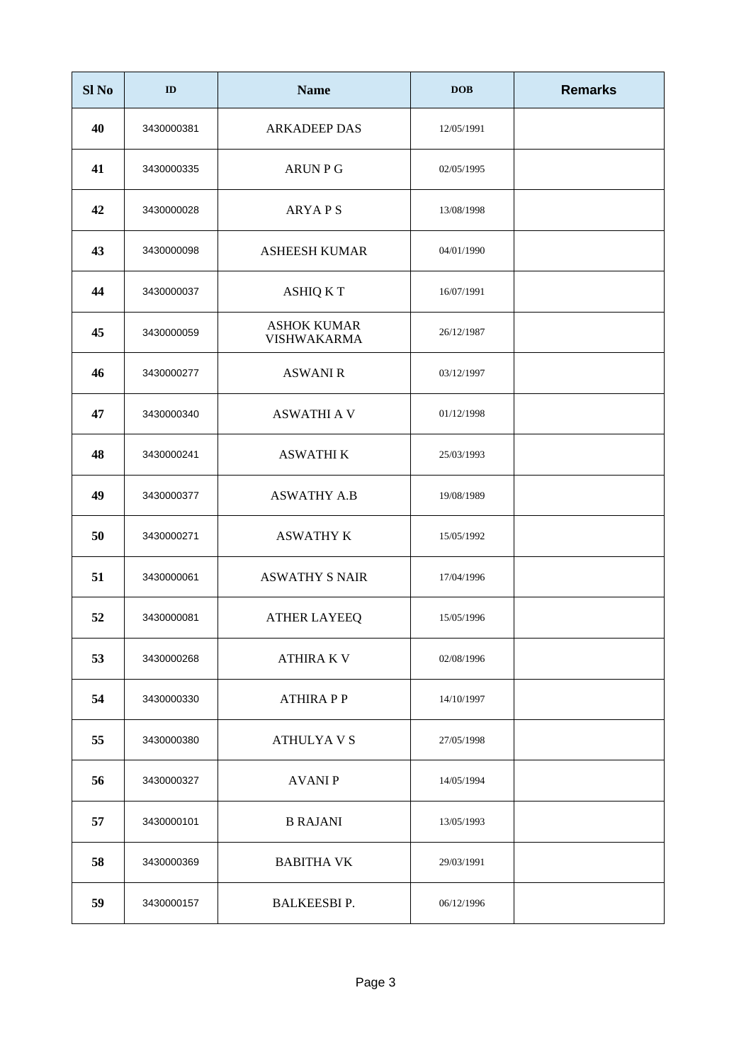| Sl No | ID | Name | DOB | Remarks |
|---|---|---|---|---|
| 40 | 3430000381 | ARKADEEP DAS | 12/05/1991 | |
| 41 | 3430000335 | ARUN P G | 02/05/1995 | |
| 42 | 3430000028 | ARYA P S | 13/08/1998 | |
| 43 | 3430000098 | ASHEESH KUMAR | 04/01/1990 | |
| 44 | 3430000037 | ASHIQ K T | 16/07/1991 | |
| 45 | 3430000059 | ASHOK KUMAR VISHWAKARMA | 26/12/1987 | |
| 46 | 3430000277 | ASWANI R | 03/12/1997 | |
| 47 | 3430000340 | ASWATHI A V | 01/12/1998 | |
| 48 | 3430000241 | ASWATHI K | 25/03/1993 | |
| 49 | 3430000377 | ASWATHY A.B | 19/08/1989 | |
| 50 | 3430000271 | ASWATHY K | 15/05/1992 | |
| 51 | 3430000061 | ASWATHY S NAIR | 17/04/1996 | |
| 52 | 3430000081 | ATHER LAYEEQ | 15/05/1996 | |
| 53 | 3430000268 | ATHIRA K V | 02/08/1996 | |
| 54 | 3430000330 | ATHIRA P P | 14/10/1997 | |
| 55 | 3430000380 | ATHULYA V S | 27/05/1998 | |
| 56 | 3430000327 | AVANI P | 14/05/1994 | |
| 57 | 3430000101 | B RAJANI | 13/05/1993 | |
| 58 | 3430000369 | BABITHA VK | 29/03/1991 | |
| 59 | 3430000157 | BALKEESBI P. | 06/12/1996 | |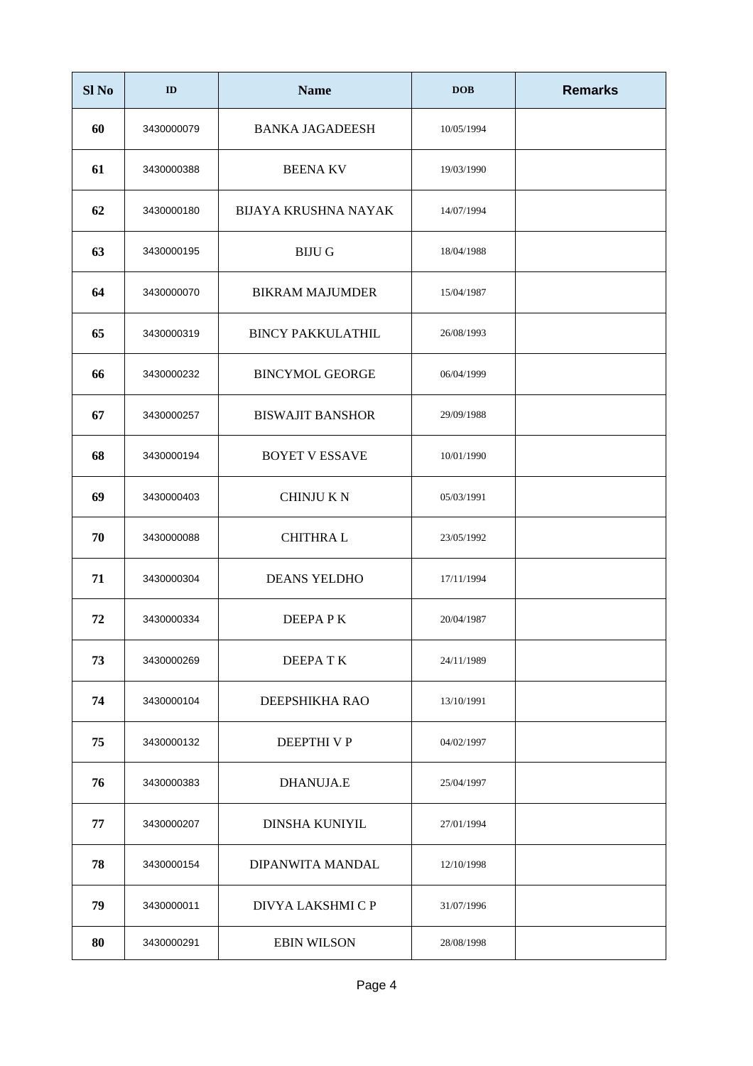| Sl No | ID | Name | DOB | Remarks |
|---|---|---|---|---|
| 60 | 3430000079 | BANKA JAGADEESH | 10/05/1994 | |
| 61 | 3430000388 | BEENA KV | 19/03/1990 | |
| 62 | 3430000180 | BIJAYA KRUSHNA NAYAK | 14/07/1994 | |
| 63 | 3430000195 | BIJU G | 18/04/1988 | |
| 64 | 3430000070 | BIKRAM MAJUMDER | 15/04/1987 | |
| 65 | 3430000319 | BINCY PAKKULATHIL | 26/08/1993 | |
| 66 | 3430000232 | BINCYMOL GEORGE | 06/04/1999 | |
| 67 | 3430000257 | BISWAJIT BANSHOR | 29/09/1988 | |
| 68 | 3430000194 | BOYET V ESSAVE | 10/01/1990 | |
| 69 | 3430000403 | CHINJU K N | 05/03/1991 | |
| 70 | 3430000088 | CHITHRA L | 23/05/1992 | |
| 71 | 3430000304 | DEANS YELDHO | 17/11/1994 | |
| 72 | 3430000334 | DEEPA P K | 20/04/1987 | |
| 73 | 3430000269 | DEEPA T K | 24/11/1989 | |
| 74 | 3430000104 | DEEPSHIKHA RAO | 13/10/1991 | |
| 75 | 3430000132 | DEEPTHI V P | 04/02/1997 | |
| 76 | 3430000383 | DHANUJA.E | 25/04/1997 | |
| 77 | 3430000207 | DINSHA KUNIYIL | 27/01/1994 | |
| 78 | 3430000154 | DIPANWITA MANDAL | 12/10/1998 | |
| 79 | 3430000011 | DIVYA LAKSHMI C P | 31/07/1996 | |
| 80 | 3430000291 | EBIN WILSON | 28/08/1998 | |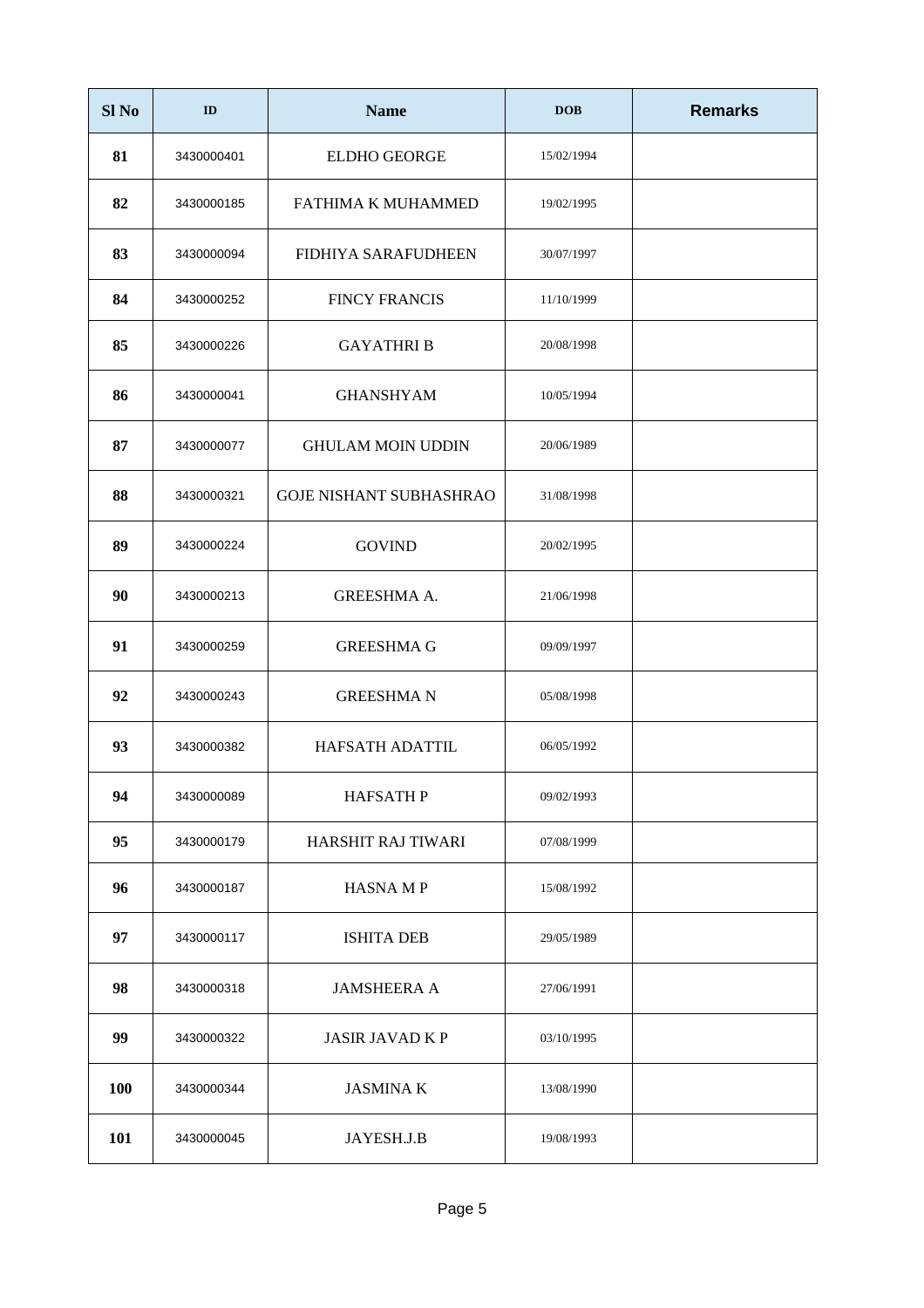| Sl No | ID | Name | DOB | Remarks |
|---|---|---|---|---|
| **81** | 3430000401 | ELDHO GEORGE | 15/02/1994 | |
| **82** | 3430000185 | FATHIMA K MUHAMMED | 19/02/1995 | |
| **83** | 3430000094 | FIDHIYA SARAFUDHEEN | 30/07/1997 | |
| **84** | 3430000252 | FINCY FRANCIS | 11/10/1999 | |
| **85** | 3430000226 | GAYATHRI B | 20/08/1998 | |
| **86** | 3430000041 | GHANSHYAM | 10/05/1994 | |
| **87** | 3430000077 | GHULAM MOIN UDDIN | 20/06/1989 | |
| **88** | 3430000321 | GOJE NISHANT SUBHASHRAO | 31/08/1998 | |
| **89** | 3430000224 | GOVIND | 20/02/1995 | |
| **90** | 3430000213 | GREESHMA A. | 21/06/1998 | |
| **91** | 3430000259 | GREESHMA G | 09/09/1997 | |
| **92** | 3430000243 | GREESHMA N | 05/08/1998 | |
| **93** | 3430000382 | HAFSATH ADATTIL | 06/05/1992 | |
| **94** | 3430000089 | HAFSATH P | 09/02/1993 | |
| **95** | 3430000179 | HARSHIT RAJ TIWARI | 07/08/1999 | |
| **96** | 3430000187 | HASNA M P | 15/08/1992 | |
| **97** | 3430000117 | ISHITA DEB | 29/05/1989 | |
| **98** | 3430000318 | JAMSHEERA A | 27/06/1991 | |
| **99** | 3430000322 | JASIR JAVAD K P | 03/10/1995 | |
| **100** | 3430000344 | JASMINA K | 13/08/1990 | |
| **101** | 3430000045 | JAYESH.J.B | 19/08/1993 | |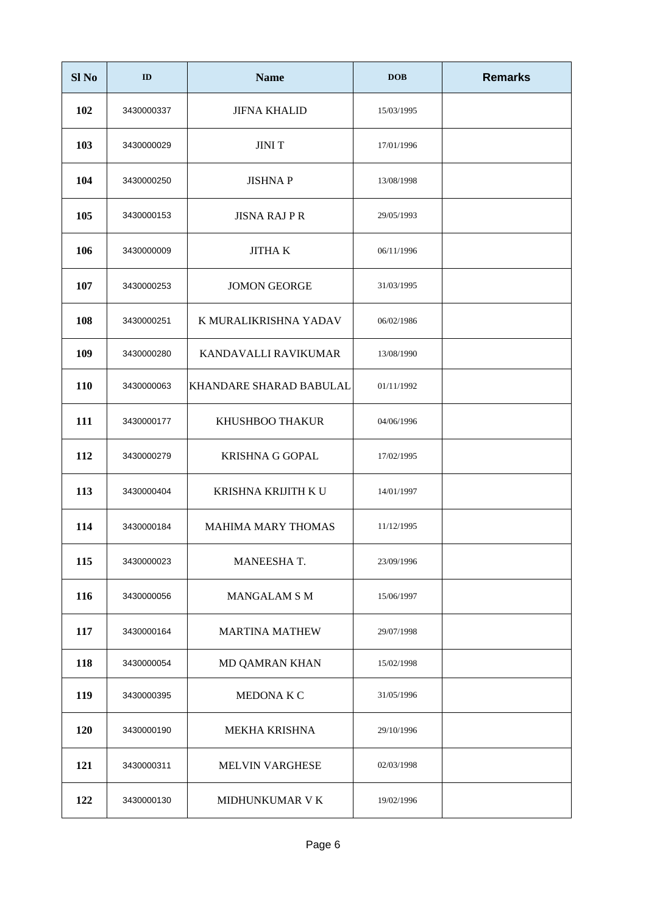| Sl No | ID | Name | DOB | Remarks |
|---|---|---|---|---|
| 102 | 3430000337 | JIFNA KHALID | 15/03/1995 | |
| 103 | 3430000029 | JINI T | 17/01/1996 | |
| 104 | 3430000250 | JISHNA P | 13/08/1998 | |
| 105 | 3430000153 | JISNA RAJ P R | 29/05/1993 | |
| 106 | 3430000009 | JITHA K | 06/11/1996 | |
| 107 | 3430000253 | JOMON GEORGE | 31/03/1995 | |
| 108 | 3430000251 | K MURALIKRISHNA YADAV | 06/02/1986 | |
| 109 | 3430000280 | KANDAVALLI RAVIKUMAR | 13/08/1990 | |
| 110 | 3430000063 | KHANDARE SHARAD BABULAL | 01/11/1992 | |
| 111 | 3430000177 | KHUSHBOO THAKUR | 04/06/1996 | |
| 112 | 3430000279 | KRISHNA G GOPAL | 17/02/1995 | |
| 113 | 3430000404 | KRISHNA KRIJITH K U | 14/01/1997 | |
| 114 | 3430000184 | MAHIMA MARY THOMAS | 11/12/1995 | |
| 115 | 3430000023 | MANEESHA T. | 23/09/1996 | |
| 116 | 3430000056 | MANGALAM S M | 15/06/1997 | |
| 117 | 3430000164 | MARTINA MATHEW | 29/07/1998 | |
| 118 | 3430000054 | MD QAMRAN KHAN | 15/02/1998 | |
| 119 | 3430000395 | MEDONA K C | 31/05/1996 | |
| 120 | 3430000190 | MEKHA KRISHNA | 29/10/1996 | |
| 121 | 3430000311 | MELVIN VARGHESE | 02/03/1998 | |
| 122 | 3430000130 | MIDHUNKUMAR V K | 19/02/1996 | |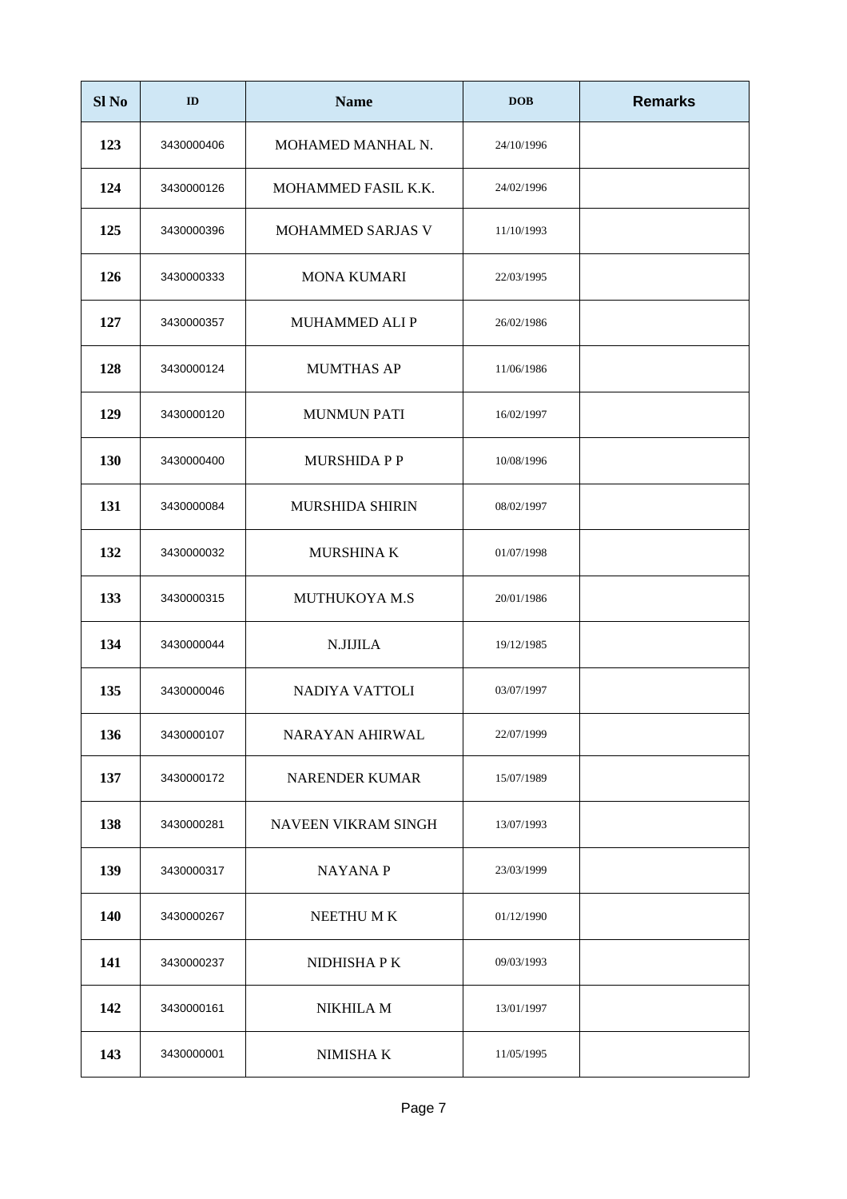| Sl No | ID | Name | DOB | Remarks |
|---|---|---|---|---|
| 123 | 3430000406 | MOHAMED MANHAL N. | 24/10/1996 | |
| 124 | 3430000126 | MOHAMMED FASIL K.K. | 24/02/1996 | |
| 125 | 3430000396 | MOHAMMED SARJAS V | 11/10/1993 | |
| 126 | 3430000333 | MONA KUMARI | 22/03/1995 | |
| 127 | 3430000357 | MUHAMMED ALI P | 26/02/1986 | |
| 128 | 3430000124 | MUMTHAS AP | 11/06/1986 | |
| 129 | 3430000120 | MUNMUN PATI | 16/02/1997 | |
| 130 | 3430000400 | MURSHIDA P P | 10/08/1996 | |
| 131 | 3430000084 | MURSHIDA SHIRIN | 08/02/1997 | |
| 132 | 3430000032 | MURSHINA K | 01/07/1998 | |
| 133 | 3430000315 | MUTHUKOYA M.S | 20/01/1986 | |
| 134 | 3430000044 | N.JIJILA | 19/12/1985 | |
| 135 | 3430000046 | NADIYA VATTOLI | 03/07/1997 | |
| 136 | 3430000107 | NARAYAN AHIRWAL | 22/07/1999 | |
| 137 | 3430000172 | NARENDER KUMAR | 15/07/1989 | |
| 138 | 3430000281 | NAVEEN VIKRAM SINGH | 13/07/1993 | |
| 139 | 3430000317 | NAYANA P | 23/03/1999 | |
| 140 | 3430000267 | NEETHU M K | 01/12/1990 | |
| 141 | 3430000237 | NIDHISHA P K | 09/03/1993 | |
| 142 | 3430000161 | NIKHILA M | 13/01/1997 | |
| 143 | 3430000001 | NIMISHA K | 11/05/1995 | |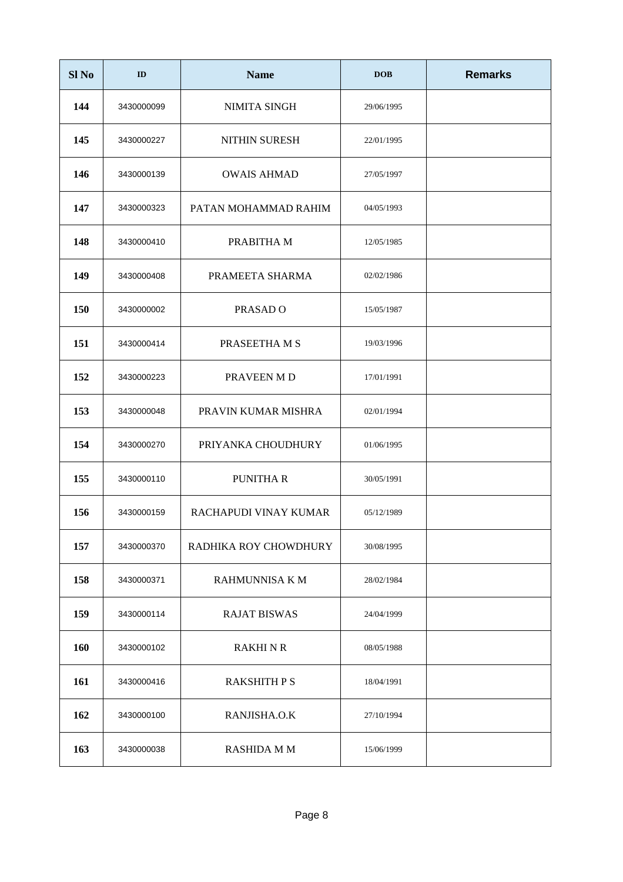| Sl No | ID | Name | DOB | Remarks |
|---|---|---|---|---|
| 144 | 3430000099 | NIMITA SINGH | 29/06/1995 | |
| 145 | 3430000227 | NITHIN SURESH | 22/01/1995 | |
| 146 | 3430000139 | OWAIS AHMAD | 27/05/1997 | |
| 147 | 3430000323 | PATAN MOHAMMAD RAHIM | 04/05/1993 | |
| 148 | 3430000410 | PRABITHA M | 12/05/1985 | |
| 149 | 3430000408 | PRAMEETA SHARMA | 02/02/1986 | |
| 150 | 3430000002 | PRASAD O | 15/05/1987 | |
| 151 | 3430000414 | PRASEETHA M S | 19/03/1996 | |
| 152 | 3430000223 | PRAVEEN M D | 17/01/1991 | |
| 153 | 3430000048 | PRAVIN KUMAR MISHRA | 02/01/1994 | |
| 154 | 3430000270 | PRIYANKA CHOUDHURY | 01/06/1995 | |
| 155 | 3430000110 | PUNITHA R | 30/05/1991 | |
| 156 | 3430000159 | RACHAPUDI VINAY KUMAR | 05/12/1989 | |
| 157 | 3430000370 | RADHIKA ROY CHOWDHURY | 30/08/1995 | |
| 158 | 3430000371 | RAHMUNNISA K M | 28/02/1984 | |
| 159 | 3430000114 | RAJAT BISWAS | 24/04/1999 | |
| 160 | 3430000102 | RAKHI N R | 08/05/1988 | |
| 161 | 3430000416 | RAKSHITH P S | 18/04/1991 | |
| 162 | 3430000100 | RANJISHA.O.K | 27/10/1994 | |
| 163 | 3430000038 | RASHIDA M M | 15/06/1999 | |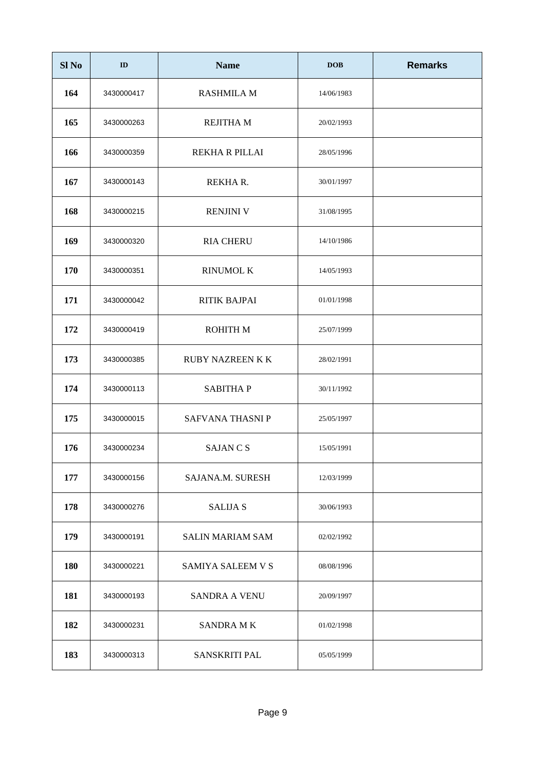| Sl No | ID | Name | DOB | Remarks |
|---|---|---|---|---|
| 164 | 3430000417 | RASHMILA M | 14/06/1983 | |
| 165 | 3430000263 | REJITHA M | 20/02/1993 | |
| 166 | 3430000359 | REKHA R PILLAI | 28/05/1996 | |
| 167 | 3430000143 | REKHA R. | 30/01/1997 | |
| 168 | 3430000215 | RENJINI V | 31/08/1995 | |
| 169 | 3430000320 | RIA CHERU | 14/10/1986 | |
| 170 | 3430000351 | RINUMOL K | 14/05/1993 | |
| 171 | 3430000042 | RITIK BAJPAI | 01/01/1998 | |
| 172 | 3430000419 | ROHITH M | 25/07/1999 | |
| 173 | 3430000385 | RUBY NAZREEN K K | 28/02/1991 | |
| 174 | 3430000113 | SABITHA P | 30/11/1992 | |
| 175 | 3430000015 | SAFVANA THASNI P | 25/05/1997 | |
| 176 | 3430000234 | SAJAN C S | 15/05/1991 | |
| 177 | 3430000156 | SAJANA.M. SURESH | 12/03/1999 | |
| 178 | 3430000276 | SALIJA S | 30/06/1993 | |
| 179 | 3430000191 | SALIN MARIAM SAM | 02/02/1992 | |
| 180 | 3430000221 | SAMIYA SALEEM V S | 08/08/1996 | |
| 181 | 3430000193 | SANDRA A VENU | 20/09/1997 | |
| 182 | 3430000231 | SANDRA M K | 01/02/1998 | |
| 183 | 3430000313 | SANSKRITI PAL | 05/05/1999 | |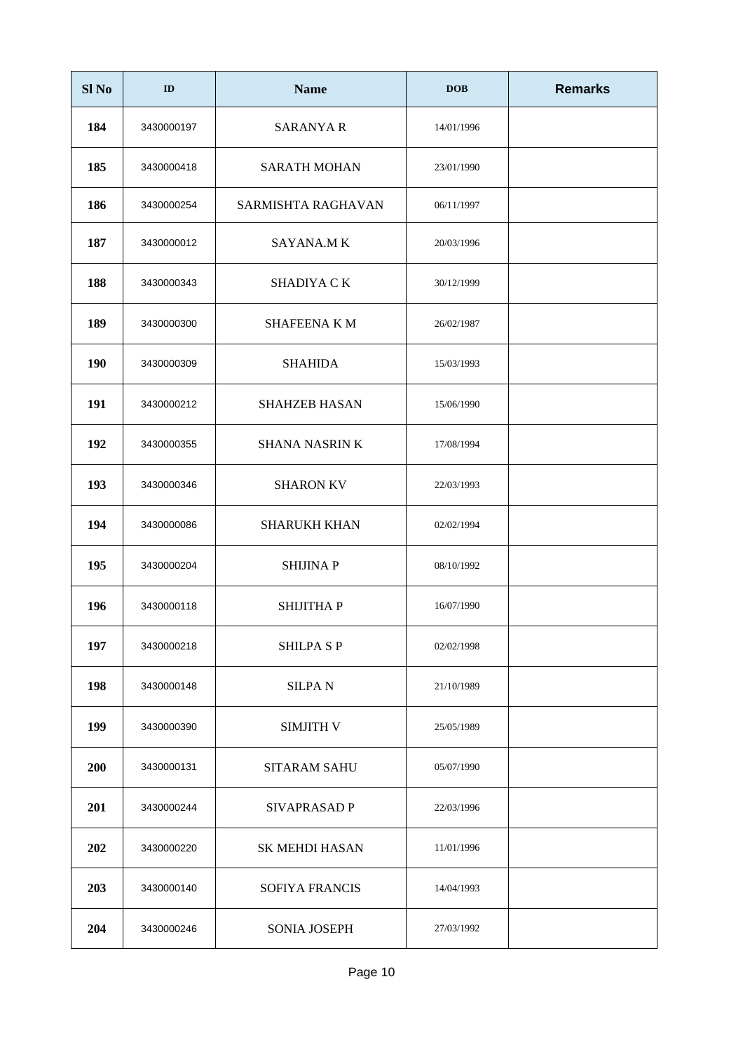| Sl No | ID | Name | DOB | Remarks |
|---|---|---|---|---|
| 184 | 3430000197 | SARANYA R | 14/01/1996 | |
| 185 | 3430000418 | SARATH MOHAN | 23/01/1990 | |
| 186 | 3430000254 | SARMISHTA RAGHAVAN | 06/11/1997 | |
| 187 | 3430000012 | SAYANA.M K | 20/03/1996 | |
| 188 | 3430000343 | SHADIYA C K | 30/12/1999 | |
| 189 | 3430000300 | SHAFEENA K M | 26/02/1987 | |
| 190 | 3430000309 | SHAHIDA | 15/03/1993 | |
| 191 | 3430000212 | SHAHZEB HASAN | 15/06/1990 | |
| 192 | 3430000355 | SHANA NASRIN K | 17/08/1994 | |
| 193 | 3430000346 | SHARON KV | 22/03/1993 | |
| 194 | 3430000086 | SHARUKH KHAN | 02/02/1994 | |
| 195 | 3430000204 | SHIJINA P | 08/10/1992 | |
| 196 | 3430000118 | SHIJITHA P | 16/07/1990 | |
| 197 | 3430000218 | SHILPA S P | 02/02/1998 | |
| 198 | 3430000148 | SILPA N | 21/10/1989 | |
| 199 | 3430000390 | SIMJITH V | 25/05/1989 | |
| 200 | 3430000131 | SITARAM SAHU | 05/07/1990 | |
| 201 | 3430000244 | SIVAPRASAD P | 22/03/1996 | |
| 202 | 3430000220 | SK MEHDI HASAN | 11/01/1996 | |
| 203 | 3430000140 | SOFIYA FRANCIS | 14/04/1993 | |
| 204 | 3430000246 | SONIA JOSEPH | 27/03/1992 | |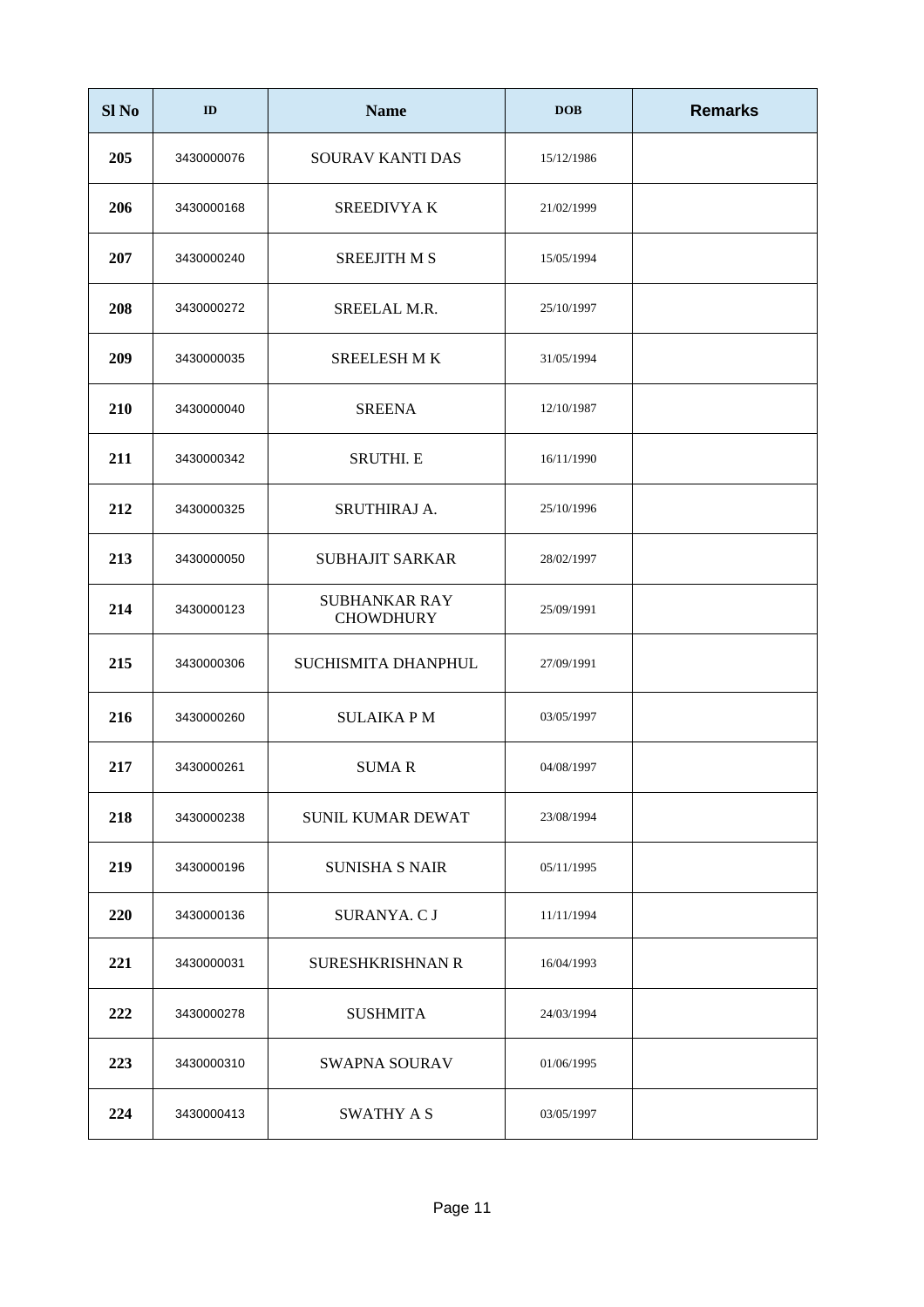| Sl No | ID | Name | DOB | Remarks |
|---|---|---|---|---|
| 205 | 3430000076 | SOURAV KANTI DAS | 15/12/1986 | |
| 206 | 3430000168 | SREEDIVYA K | 21/02/1999 | |
| 207 | 3430000240 | SREEJITH M S | 15/05/1994 | |
| 208 | 3430000272 | SREELAL M.R. | 25/10/1997 | |
| 209 | 3430000035 | SREELESH M K | 31/05/1994 | |
| 210 | 3430000040 | SREENA | 12/10/1987 | |
| 211 | 3430000342 | SRUTHI. E | 16/11/1990 | |
| 212 | 3430000325 | SRUTHIRAJ A. | 25/10/1996 | |
| 213 | 3430000050 | SUBHAJIT SARKAR | 28/02/1997 | |
| 214 | 3430000123 | SUBHANKAR RAY CHOWDHURY | 25/09/1991 | |
| 215 | 3430000306 | SUCHISMITA DHANPHUL | 27/09/1991 | |
| 216 | 3430000260 | SULAIKA P M | 03/05/1997 | |
| 217 | 3430000261 | SUMA R | 04/08/1997 | |
| 218 | 3430000238 | SUNIL KUMAR DEWAT | 23/08/1994 | |
| 219 | 3430000196 | SUNISHA S NAIR | 05/11/1995 | |
| 220 | 3430000136 | SURANYA. C J | 11/11/1994 | |
| 221 | 3430000031 | SURESHKRISHNAN R | 16/04/1993 | |
| 222 | 3430000278 | SUSHMITA | 24/03/1994 | |
| 223 | 3430000310 | SWAPNA SOURAV | 01/06/1995 | |
| 224 | 3430000413 | SWATHY A S | 03/05/1997 | |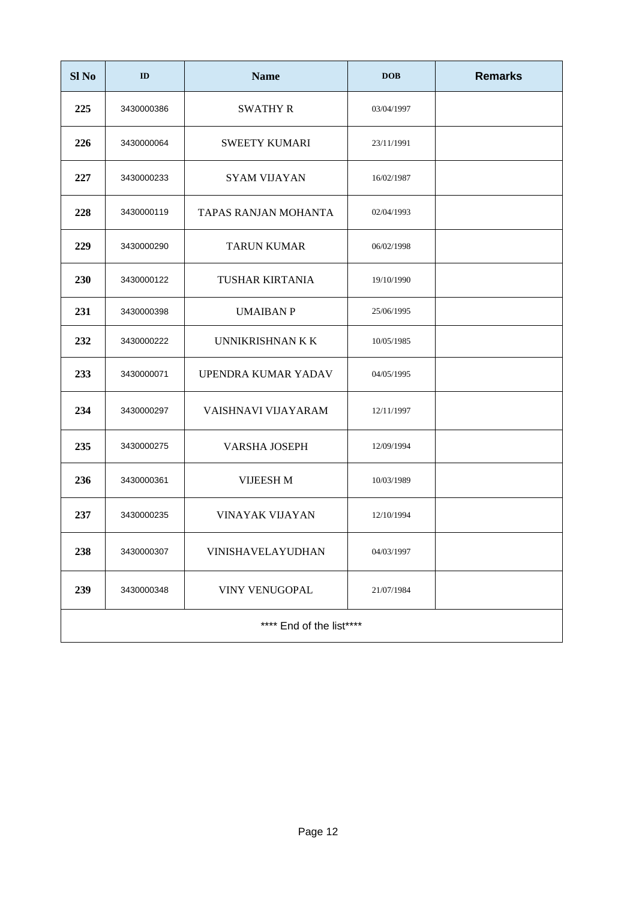| Sl No | ID | Name | DOB | Remarks |
|---|---|---|---|---|
| 225 | 3430000386 | SWATHY R | 03/04/1997 | |
| 226 | 3430000064 | SWEETY KUMARI | 23/11/1991 | |
| 227 | 3430000233 | SYAM VIJAYAN | 16/02/1987 | |
| 228 | 3430000119 | TAPAS RANJAN MOHANTA | 02/04/1993 | |
| 229 | 3430000290 | TARUN KUMAR | 06/02/1998 | |
| 230 | 3430000122 | TUSHAR KIRTANIA | 19/10/1990 | |
| 231 | 3430000398 | UMAIBAN P | 25/06/1995 | |
| 232 | 3430000222 | UNNIKRISHNAN K K | 10/05/1985 | |
| 233 | 3430000071 | UPENDRA KUMAR YADAV | 04/05/1995 | |
| 234 | 3430000297 | VAISHNAVI VIJAYARAM | 12/11/1997 | |
| 235 | 3430000275 | VARSHA JOSEPH | 12/09/1994 | |
| 236 | 3430000361 | VIJEESH M | 10/03/1989 | |
| 237 | 3430000235 | VINAYAK VIJAYAN | 12/10/1994 | |
| 238 | 3430000307 | VINISHAVELAYUDHAN | 04/03/1997 | |
| 239 | 3430000348 | VINY VENUGOPAL | 21/07/1984 | |

**** End of the list****